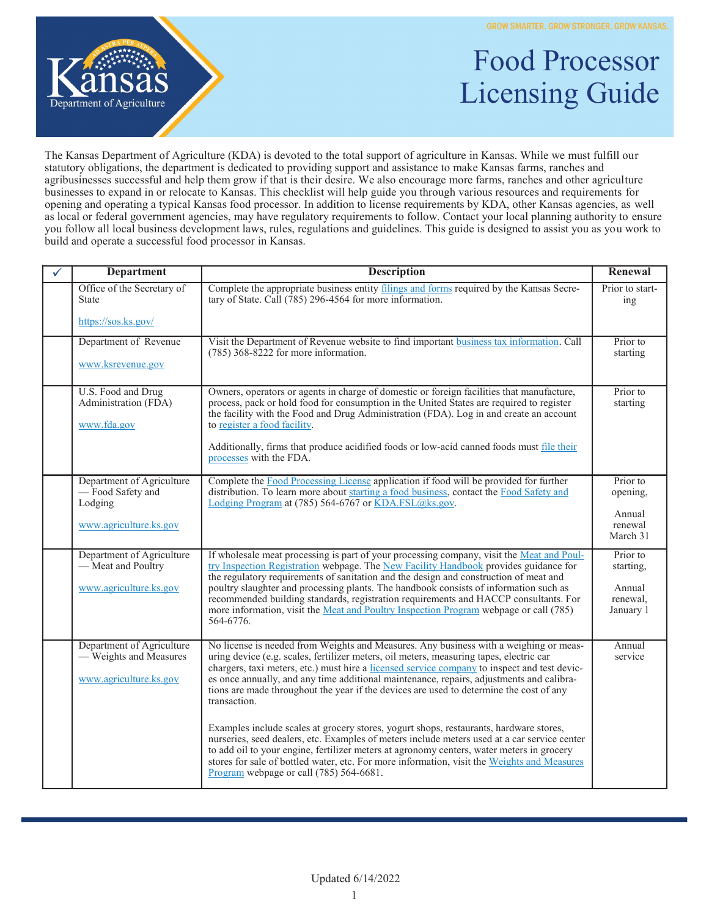GROW SMARTER. GROW STRONGER. GROW KANSAS.

# Food Processor Licensing Guide

The Kansas Department of Agriculture (KDA) is devoted to the total support of agriculture in Kansas. While we must fulfill our statutory obligations, the department is dedicated to providing support and assistance to make Kansas farms, ranches and agribusinesses successful and help them grow if that is their desire. We also encourage more farms, ranches and other agriculture businesses to expand in or relocate to Kansas. This checklist will help guide you through various resources and requirements for opening and operating a typical Kansas food processor. In addition to license requirements by KDA, other Kansas agencies, as well as local or federal government agencies, may have regulatory requirements to follow. Contact your local planning authority to ensure you follow all local business development laws, rules, regulations and guidelines. This guide is designed to assist you as you work to build and operate a successful food processor in Kansas.

| ✓ | Department | Description | Renewal |
|---|---|---|---|
| | Office of the Secretary of State<br><br>https://sos.ks.gov/ | Complete the appropriate business entity filings and forms required by the Kansas Secretary of State. Call (785) 296-4564 for more information. | Prior to starting |
| | Department of Revenue<br><br>www.ksrevenue.gov | Visit the Department of Revenue website to find important business tax information. Call (785) 368-8222 for more information. | Prior to starting |
| | U.S. Food and Drug Administration (FDA)<br><br>www.fda.gov | Owners, operators or agents in charge of domestic or foreign facilities that manufacture, process, pack or hold food for consumption in the United States are required to register the facility with the Food and Drug Administration (FDA). Log in and create an account to register a food facility.<br><br>Additionally, firms that produce acidified foods or low-acid canned foods must file their processes with the FDA. | Prior to starting |
| | Department of Agriculture — Food Safety and Lodging<br><br>www.agriculture.ks.gov | Complete the Food Processing License application if food will be provided for further distribution. To learn more about starting a food business, contact the Food Safety and Lodging Program at (785) 564-6767 or KDA.FSL@ks.gov. | Prior to opening,<br><br>Annual renewal March 31 |
| | Department of Agriculture — Meat and Poultry<br><br>www.agriculture.ks.gov | If wholesale meat processing is part of your processing company, visit the Meat and Poultry Inspection Registration webpage. The New Facility Handbook provides guidance for the regulatory requirements of sanitation and the design and construction of meat and poultry slaughter and processing plants. The handbook consists of information such as recommended building standards, registration requirements and HACCP consultants. For more information, visit the Meat and Poultry Inspection Program webpage or call (785) 564-6776. | Prior to starting,<br><br>Annual renewal, January 1 |
| | Department of Agriculture — Weights and Measures<br><br>www.agriculture.ks.gov | No license is needed from Weights and Measures. Any business with a weighing or measuring device (e.g. scales, fertilizer meters, oil meters, measuring tapes, electric car chargers, taxi meters, etc.) must hire a licensed service company to inspect and test devices once annually, and any time additional maintenance, repairs, adjustments and calibrations are made throughout the year if the devices are used to determine the cost of any transaction.<br><br>Examples include scales at grocery stores, yogurt shops, restaurants, hardware stores, nurseries, seed dealers, etc. Examples of meters include meters used at a car service center to add oil to your engine, fertilizer meters at agronomy centers, water meters in grocery stores for sale of bottled water, etc. For more information, visit the Weights and Measures Program webpage or call (785) 564-6681. | Annual service |

Updated 6/14/2022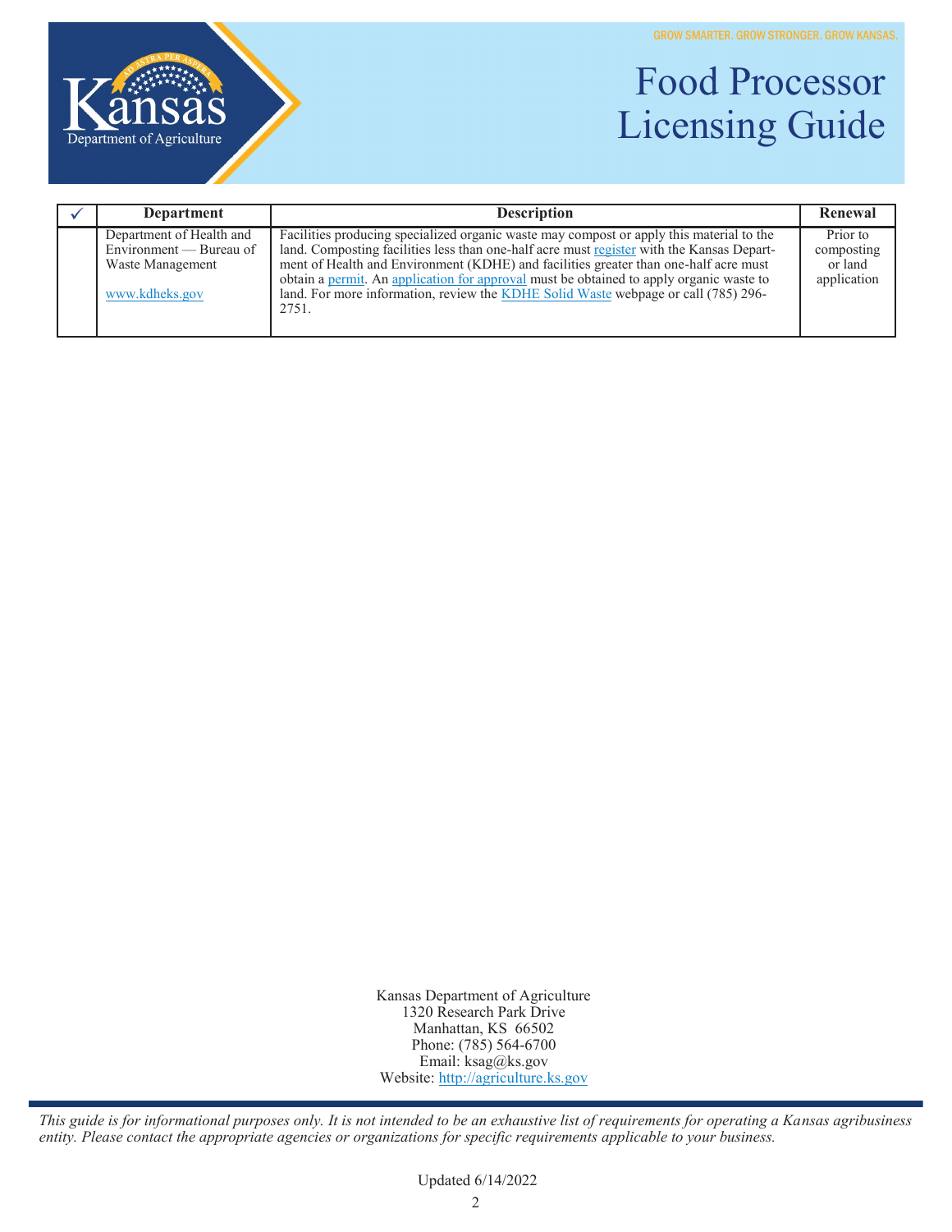# Food Processor Licensing Guide

| ✓ | Department | Description | Renewal |
|---|---|---|---|
| | Department of Health and Environment — Bureau of Waste Management<br><br>www.kdheks.gov | Facilities producing specialized organic waste may compost or apply this material to the land. Composting facilities less than one-half acre must register with the Kansas Department of Health and Environment (KDHE) and facilities greater than one-half acre must obtain a permit. An application for approval must be obtained to apply organic waste to land. For more information, review the KDHE Solid Waste webpage or call (785) 296-2751. | Prior to composting or land application |

Kansas Department of Agriculture
1320 Research Park Drive
Manhattan, KS 66502
Phone: (785) 564-6700
Email: ksag@ks.gov
Website: http://agriculture.ks.gov

*This guide is for informational purposes only. It is not intended to be an exhaustive list of requirements for operating a Kansas agribusiness entity. Please contact the appropriate agencies or organizations for specific requirements applicable to your business.*

Updated 6/14/2022